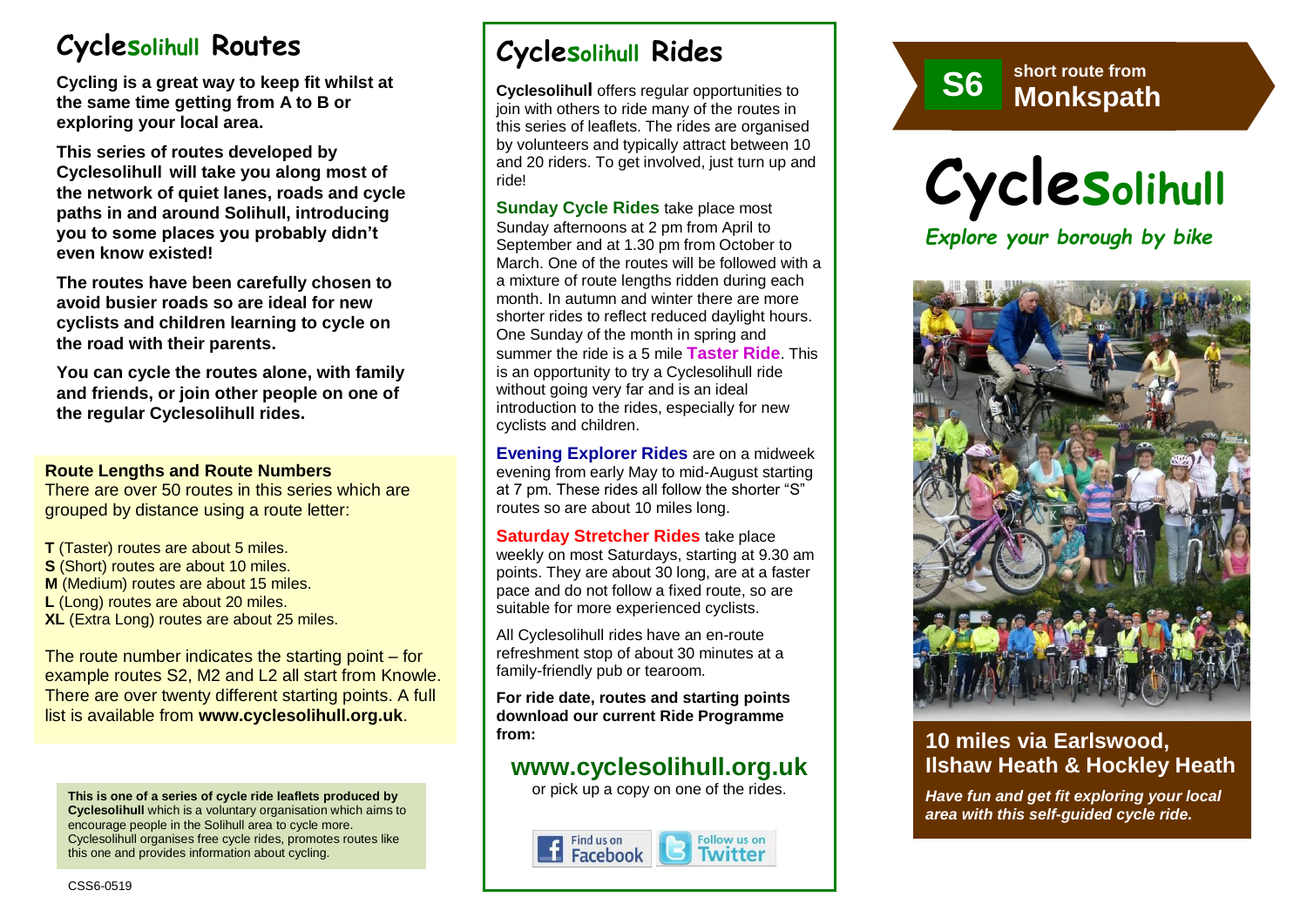# Cyclesolihull Routes

**Cycling is a great way to keep fit whilst at the same time getting from A to B or exploring your local area.**

**This series of routes developed by Cyclesolihull will take you along most of the network of quiet lanes, roads and cycle paths in and around Solihull, introducing you to some places you probably didn't even know existed!**

**The routes have been carefully chosen to avoid busier roads so are ideal for new cyclists and children learning to cycle on the road with their parents.**

**You can cycle the routes alone, with family and friends, or join other people on one of the regular Cyclesolihull rides.**

### Route Lengths and Route Numbers

There are over 50 routes in this series which are grouped by distance using a route letter:

**T** (Taster) routes are about 5 miles.
**S** (Short) routes are about 10 miles.
**M** (Medium) routes are about 15 miles.
**L** (Long) routes are about 20 miles.
**XL** (Extra Long) routes are about 25 miles.

The route number indicates the starting point – for example routes S2, M2 and L2 all start from Knowle. There are over twenty different starting points. A full list is available from **www.cyclesolihull.org.uk**.

**This is one of a series of cycle ride leaflets produced by Cyclesolihull** which is a voluntary organisation which aims to encourage people in the Solihull area to cycle more. Cyclesolihull organises free cycle rides, promotes routes like this one and provides information about cycling.

CSS6-0519

# Cyclesolihull Rides

**Cyclesolihull** offers regular opportunities to join with others to ride many of the routes in this series of leaflets. The rides are organised by volunteers and typically attract between 10 and 20 riders. To get involved, just turn up and ride!

**Sunday Cycle Rides** take place most Sunday afternoons at 2 pm from April to September and at 1.30 pm from October to March. One of the routes will be followed with a a mixture of route lengths ridden during each month. In autumn and winter there are more shorter rides to reflect reduced daylight hours. One Sunday of the month in spring and summer the ride is a 5 mile **Taster Ride**. This is an opportunity to try a Cyclesolihull ride without going very far and is an ideal introduction to the rides, especially for new cyclists and children.

**Evening Explorer Rides** are on a midweek evening from early May to mid-August starting at 7 pm. These rides all follow the shorter "S" routes so are about 10 miles long.

**Saturday Stretcher Rides** take place weekly on most Saturdays, starting at 9.30 am points. They are about 30 long, are at a faster pace and do not follow a fixed route, so are suitable for more experienced cyclists.

All Cyclesolihull rides have an en-route refreshment stop of about 30 minutes at a family-friendly pub or tearoom.

**For ride date, routes and starting points download our current Ride Programme from:**

## www.cyclesolihull.org.uk

or pick up a copy on one of the rides.

Find us on Facebook | Follow us on Twitter

## S6 short route from Monkspath

# Cyclesolihull

*Explore your borough by bike*

## 10 miles via Earlswood, Ilshaw Heath & Hockley Heath

***Have fun and get fit exploring your local area with this self-guided cycle ride.***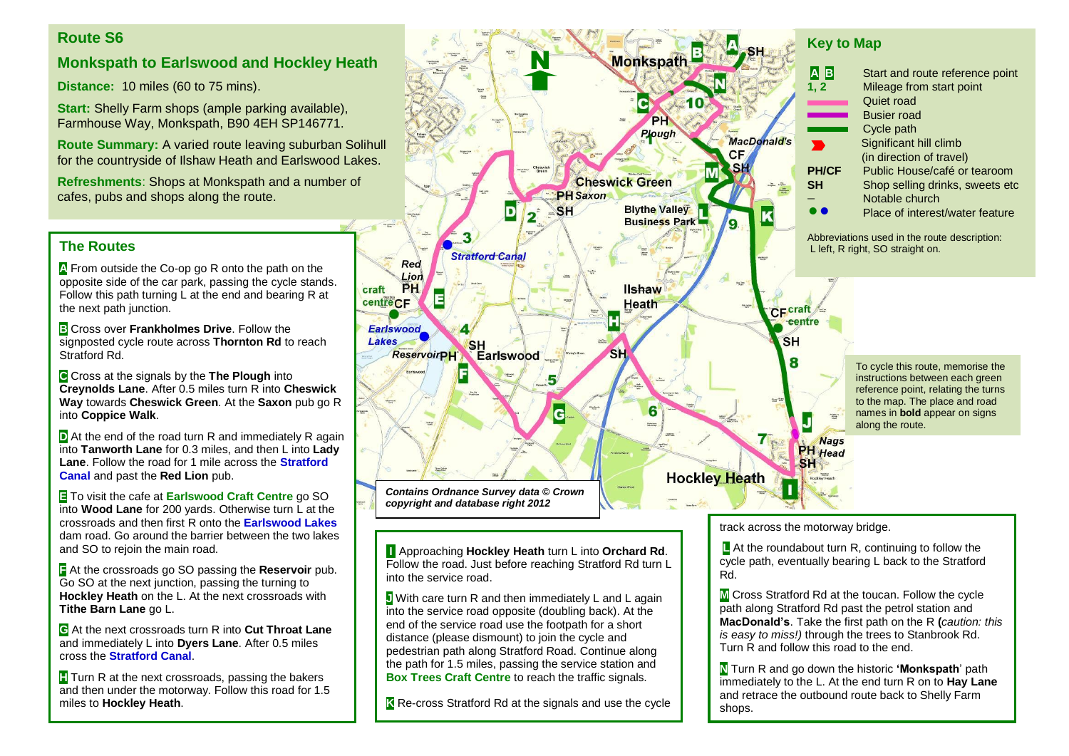## Route S6

## Monkspath to Earlswood and Hockley Heath

**Distance:** 10 miles (60 to 75 mins).

**Start:** Shelly Farm shops (ample parking available), Farmhouse Way, Monkspath, B90 4EH SP146771.

**Route Summary:** A varied route leaving suburban Solihull for the countryside of Ilshaw Heath and Earlswood Lakes.

**Refreshments**: Shops at Monkspath and a number of cafes, pubs and shops along the route.

### The Routes

**A** From outside the Co-op go R onto the path on the opposite side of the car park, passing the cycle stands. Follow this path turning L at the end and bearing R at the next path junction.

**B** Cross over **Frankholmes Drive**. Follow the signposted cycle route across **Thornton Rd** to reach Stratford Rd.

**C** Cross at the signals by the **The Plough** into **Creynolds Lane**. After 0.5 miles turn R into **Cheswick Way** towards **Cheswick Green**. At the **Saxon** pub go R into **Coppice Walk**.

**D** At the end of the road turn R and immediately R again into **Tanworth Lane** for 0.3 miles, and then L into **Lady Lane**. Follow the road for 1 mile across the **Stratford Canal** and past the **Red Lion** pub.

**E** To visit the cafe at **Earlswood Craft Centre** go SO into **Wood Lane** for 200 yards. Otherwise turn L at the crossroads and then first R onto the **Earlswood Lakes** dam road. Go around the barrier between the two lakes and SO to rejoin the main road.

**F** At the crossroads go SO passing the **Reservoir** pub. Go SO at the next junction, passing the turning to **Hockley Heath** on the L. At the next crossroads with **Tithe Barn Lane** go L.

**G** At the next crossroads turn R into **Cut Throat Lane** and immediately L into **Dyers Lane**. After 0.5 miles cross the **Stratford Canal**.

**H** Turn R at the next crossroads, passing the bakers and then under the motorway. Follow this road for 1.5 miles to **Hockley Heath**.

**I** Approaching **Hockley Heath** turn L into **Orchard Rd**. Follow the road. Just before reaching Stratford Rd turn L into the service road.

**J** With care turn R and then immediately L and L again into the service road opposite (doubling back). At the end of the service road use the footpath for a short distance (please dismount) to join the cycle and pedestrian path along Stratford Road. Continue along the path for 1.5 miles, passing the service station and **Box Trees Craft Centre** to reach the traffic signals.

**K** Re-cross Stratford Rd at the signals and use the cycle track across the motorway bridge.

**L** At the roundabout turn R, continuing to follow the cycle path, eventually bearing L back to the Stratford Rd.

**M** Cross Stratford Rd at the toucan. Follow the cycle path along Stratford Rd past the petrol station and **MacDonald's**. Take the first path on the R **(***caution: this is easy to miss!)* through the trees to Stanbrook Rd. Turn R and follow this road to the end.

**N** Turn R and go down the historic **'Monkspath**' path immediately to the L. At the end turn R on to **Hay Lane** and retrace the outbound route back to Shelly Farm shops.

N

Monkspath
A B SH
N
C 10
PH Plough
MacDonald's CF
M SH
Cheswick Green
PH Saxon
D 2 SH
Blythe Valley Business Park L
K
9
3
Stratford Canal
Red Lion PH
craft centre CF
E
Ilshaw Heath
H
CF craft centre
Earlswood Lakes
4
SH
Reservoir PH
Earlswood
SH
SH
8
F
5
G
6
J
7
Nags Head PH
SH
Hockley Heath
I

*Contains Ordnance Survey data © Crown copyright and database right 2012*

### Key to Map

| | |
|---|---|
| A B | Start and route reference point |
| 1, 2 | Mileage from start point |
| | Quiet road |
| | Busier road |
| | Cycle path |
| | Significant hill climb (in direction of travel) |
| PH/CF | Public House/café or tearoom |
| SH | Shop selling drinks, sweets etc |
| – | Notable church |
| ● ● | Place of interest/water feature |

Abbreviations used in the route description: L left, R right, SO straight on.

To cycle this route, memorise the instructions between each green reference point, relating the turns to the map. The place and road names in **bold** appear on signs along the route.